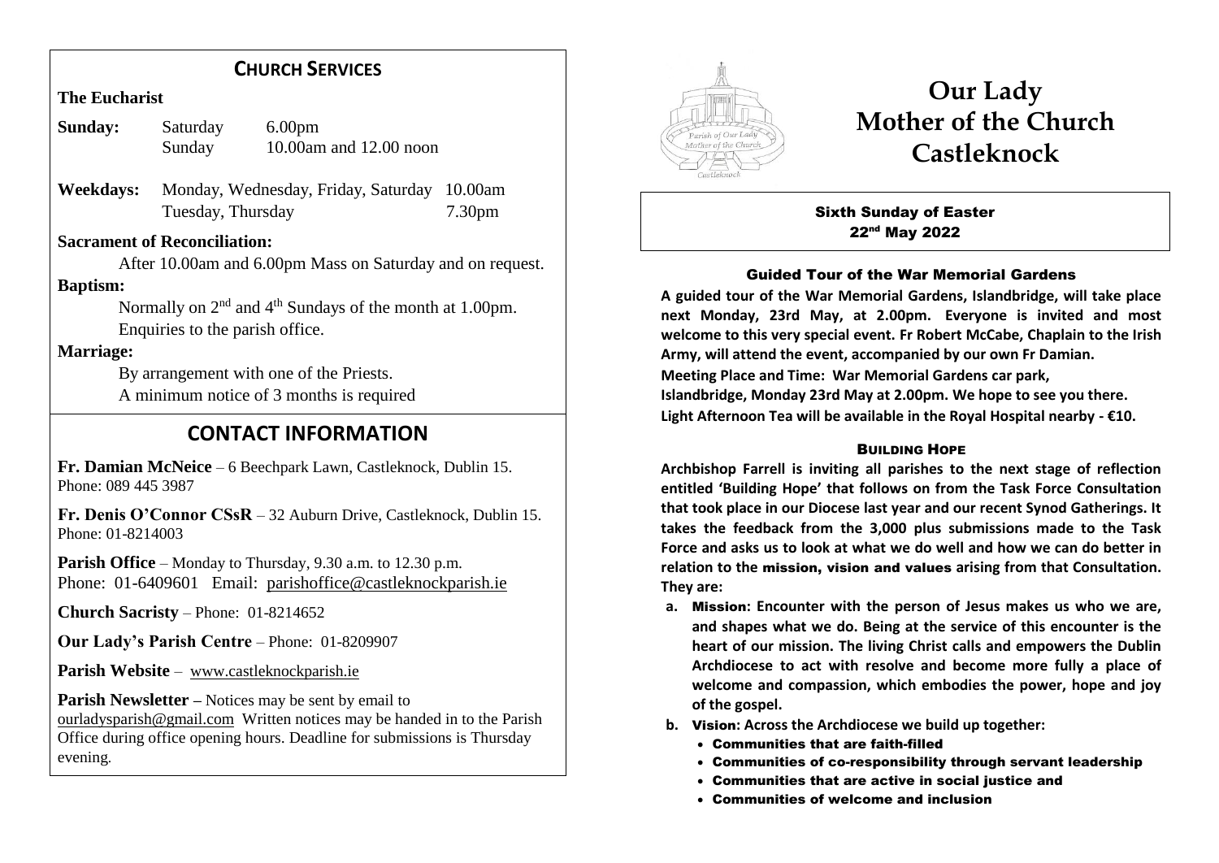## CHURCH SERVICES

**The Eucharist**

| | | |
|---|---|---|
| **Sunday:** | Saturday | 6.00pm |
| | Sunday | 10.00am and 12.00 noon |
| **Weekdays:** | Monday, Wednesday, Friday, Saturday | 10.00am |
| | Tuesday, Thursday | 7.30pm |

**Sacrament of Reconciliation:**

After 10.00am and 6.00pm Mass on Saturday and on request.

**Baptism:**

Normally on 2nd and 4th Sundays of the month at 1.00pm.
Enquiries to the parish office.

**Marriage:**

By arrangement with one of the Priests.
A minimum notice of 3 months is required

## CONTACT INFORMATION

**Fr. Damian McNeice** – 6 Beechpark Lawn, Castleknock, Dublin 15.
Phone: 089 445 3987

**Fr. Denis O'Connor CSsR** – 32 Auburn Drive, Castleknock, Dublin 15.
Phone: 01-8214003

**Parish Office** – Monday to Thursday, 9.30 a.m. to 12.30 p.m.
Phone: 01-6409601 Email: parishoffice@castleknockparish.ie

**Church Sacristy** – Phone: 01-8214652

**Our Lady's Parish Centre** – Phone: 01-8209907

**Parish Website** – www.castleknockparish.ie

**Parish Newsletter** – Notices may be sent by email to ourladysparish@gmail.com Written notices may be handed in to the Parish Office during office opening hours. Deadline for submissions is Thursday evening.

# Our Lady Mother of the Church Castleknock

**Sixth Sunday of Easter**
**22nd May 2022**

### Guided Tour of the War Memorial Gardens

**A guided tour of the War Memorial Gardens, Islandbridge, will take place next Monday, 23rd May, at 2.00pm. Everyone is invited and most welcome to this very special event. Fr Robert McCabe, Chaplain to the Irish Army, will attend the event, accompanied by our own Fr Damian.**
**Meeting Place and Time: War Memorial Gardens car park, Islandbridge, Monday 23rd May at 2.00pm. We hope to see you there.**
**Light Afternoon Tea will be available in the Royal Hospital nearby - €10.**

### BUILDING HOPE

**Archbishop Farrell is inviting all parishes to the next stage of reflection entitled 'Building Hope' that follows on from the Task Force Consultation that took place in our Diocese last year and our recent Synod Gatherings. It takes the feedback from the 3,000 plus submissions made to the Task Force and asks us to look at what we do well and how we can do better in relation to the mission, vision and values arising from that Consultation. They are:**

a. **Mission: Encounter with the person of Jesus makes us who we are, and shapes what we do. Being at the service of this encounter is the heart of our mission. The living Christ calls and empowers the Dublin Archdiocese to act with resolve and become more fully a place of welcome and compassion, which embodies the power, hope and joy of the gospel.**
b. **Vision: Across the Archdiocese we build up together:**
   - **Communities that are faith-filled**
   - **Communities of co-responsibility through servant leadership**
   - **Communities that are active in social justice and**
   - **Communities of welcome and inclusion**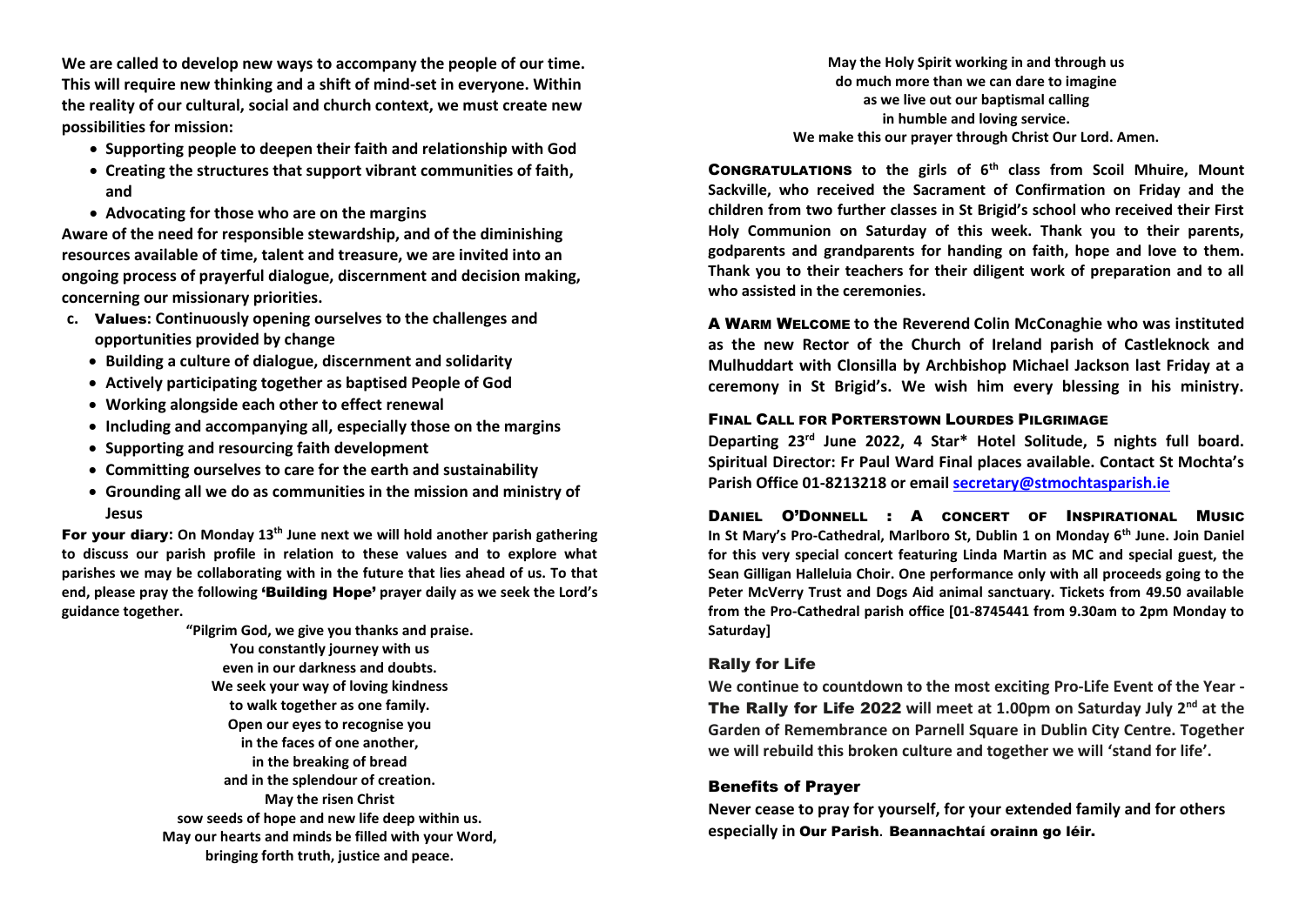**We are called to develop new ways to accompany the people of our time. This will require new thinking and a shift of mind-set in everyone. Within the reality of our cultural, social and church context, we must create new possibilities for mission:**

- **Supporting people to deepen their faith and relationship with God**
- **Creating the structures that support vibrant communities of faith, and**
- **Advocating for those who are on the margins**

**Aware of the need for responsible stewardship, and of the diminishing resources available of time, talent and treasure, we are invited into an ongoing process of prayerful dialogue, discernment and decision making, concerning our missionary priorities.**

**c. Values: Continuously opening ourselves to the challenges and opportunities provided by change**

- **Building a culture of dialogue, discernment and solidarity**
- **Actively participating together as baptised People of God**
- **Working alongside each other to effect renewal**
- **Including and accompanying all, especially those on the margins**
- **Supporting and resourcing faith development**
- **Committing ourselves to care for the earth and sustainability**
- **Grounding all we do as communities in the mission and ministry of Jesus**

**For your diary: On Monday 13th June next we will hold another parish gathering to discuss our parish profile in relation to these values and to explore what parishes we may be collaborating with in the future that lies ahead of us. To that end, please pray the following 'Building Hope' prayer daily as we seek the Lord's guidance together.**

**"Pilgrim God, we give you thanks and praise.
You constantly journey with us
even in our darkness and doubts.
We seek your way of loving kindness
to walk together as one family.
Open our eyes to recognise you
in the faces of one another,
in the breaking of bread
and in the splendour of creation.
May the risen Christ
sow seeds of hope and new life deep within us.
May our hearts and minds be filled with your Word,
bringing forth truth, justice and peace.
May the Holy Spirit working in and through us
do much more than we can dare to imagine
as we live out our baptismal calling
in humble and loving service.
We make this our prayer through Christ Our Lord. Amen.**

**CONGRATULATIONS to the girls of 6th class from Scoil Mhuire, Mount Sackville, who received the Sacrament of Confirmation on Friday and the children from two further classes in St Brigid's school who received their First Holy Communion on Saturday of this week. Thank you to their parents, godparents and grandparents for handing on faith, hope and love to them. Thank you to their teachers for their diligent work of preparation and to all who assisted in the ceremonies.**

**A WARM WELCOME to the Reverend Colin McConaghie who was instituted as the new Rector of the Church of Ireland parish of Castleknock and Mulhuddart with Clonsilla by Archbishop Michael Jackson last Friday at a ceremony in St Brigid's. We wish him every blessing in his ministry.**

### FINAL CALL FOR PORTERSTOWN LOURDES PILGRIMAGE

**Departing 23rd June 2022, 4 Star\* Hotel Solitude, 5 nights full board. Spiritual Director: Fr Paul Ward Final places available. Contact St Mochta's Parish Office 01-8213218 or email secretary@stmochtasparish.ie**

### DANIEL O'DONNELL : A CONCERT OF INSPIRATIONAL MUSIC

**In St Mary's Pro-Cathedral, Marlboro St, Dublin 1 on Monday 6th June. Join Daniel for this very special concert featuring Linda Martin as MC and special guest, the Sean Gilligan Halleluia Choir. One performance only with all proceeds going to the Peter McVerry Trust and Dogs Aid animal sanctuary. Tickets from 49.50 available from the Pro-Cathedral parish office [01-8745441 from 9.30am to 2pm Monday to Saturday]**

### Rally for Life

**We continue to countdown to the most exciting Pro-Life Event of the Year - The Rally for Life 2022 will meet at 1.00pm on Saturday July 2nd at the Garden of Remembrance on Parnell Square in Dublin City Centre. Together we will rebuild this broken culture and together we will 'stand for life'.**

### Benefits of Prayer

**Never cease to pray for yourself, for your extended family and for others especially in Our Parish. Beannachtaí orainn go léir.**